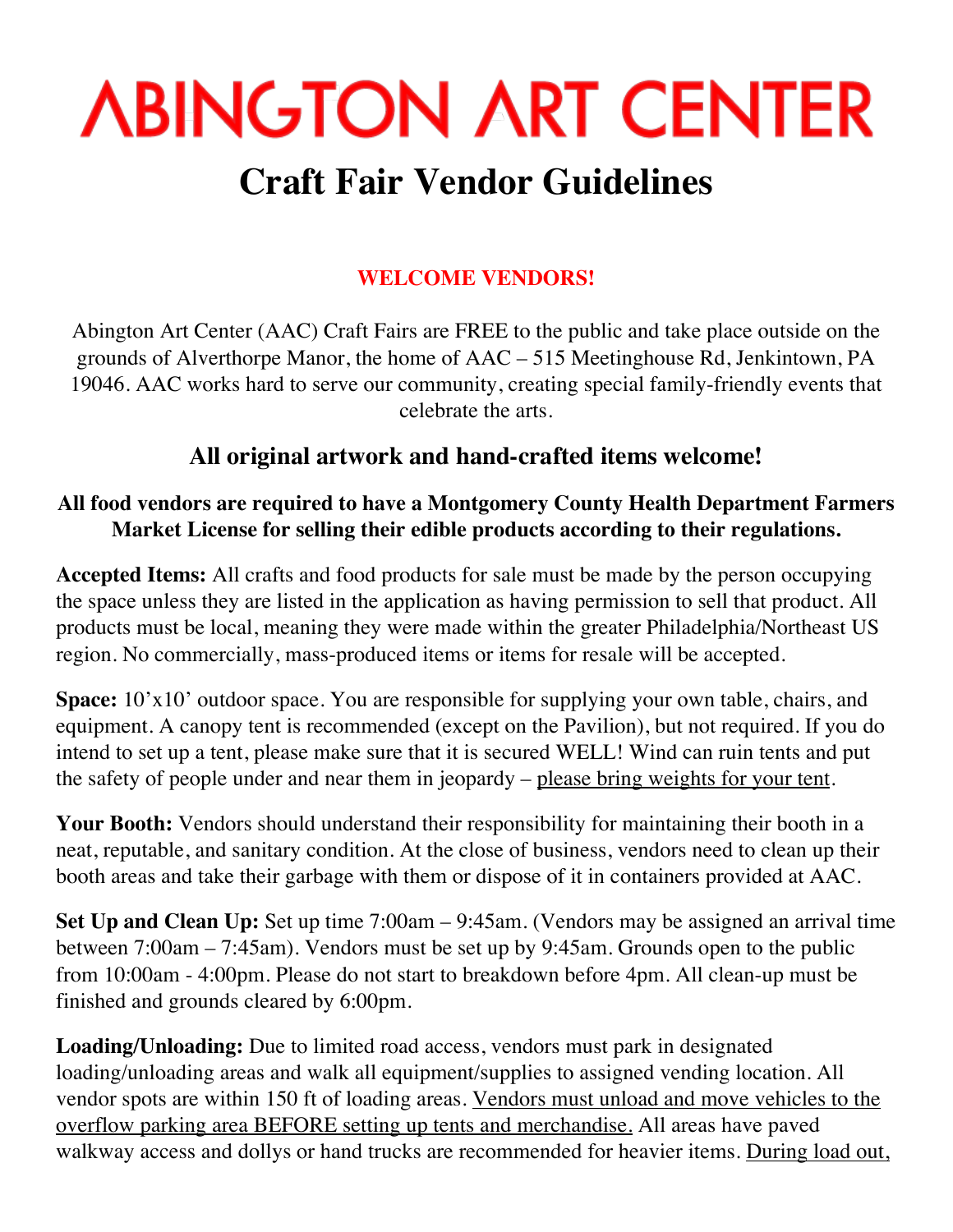# ABINGTON ART CENTER

# Craft Fair Vendor Guidelines

**WELCOME VENDORS!**

Abington Art Center (AAC) Craft Fairs are FREE to the public and take place outside on the grounds of Alverthorpe Manor, the home of AAC – 515 Meetinghouse Rd, Jenkintown, PA 19046. AAC works hard to serve our community, creating special family-friendly events that celebrate the arts.

## All original artwork and hand-crafted items welcome!

**All food vendors are required to have a Montgomery County Health Department Farmers Market License for selling their edible products according to their regulations.**

**Accepted Items:** All crafts and food products for sale must be made by the person occupying the space unless they are listed in the application as having permission to sell that product. All products must be local, meaning they were made within the greater Philadelphia/Northeast US region. No commercially, mass-produced items or items for resale will be accepted.

**Space:** 10'x10' outdoor space. You are responsible for supplying your own table, chairs, and equipment. A canopy tent is recommended (except on the Pavilion), but not required. If you do intend to set up a tent, please make sure that it is secured WELL! Wind can ruin tents and put the safety of people under and near them in jeopardy – please bring weights for your tent.

**Your Booth:** Vendors should understand their responsibility for maintaining their booth in a neat, reputable, and sanitary condition. At the close of business, vendors need to clean up their booth areas and take their garbage with them or dispose of it in containers provided at AAC.

**Set Up and Clean Up:** Set up time 7:00am – 9:45am. (Vendors may be assigned an arrival time between 7:00am – 7:45am). Vendors must be set up by 9:45am. Grounds open to the public from 10:00am - 4:00pm. Please do not start to breakdown before 4pm. All clean-up must be finished and grounds cleared by 6:00pm.

**Loading/Unloading:** Due to limited road access, vendors must park in designated loading/unloading areas and walk all equipment/supplies to assigned vending location. All vendor spots are within 150 ft of loading areas. Vendors must unload and move vehicles to the overflow parking area BEFORE setting up tents and merchandise. All areas have paved walkway access and dollys or hand trucks are recommended for heavier items. During load out,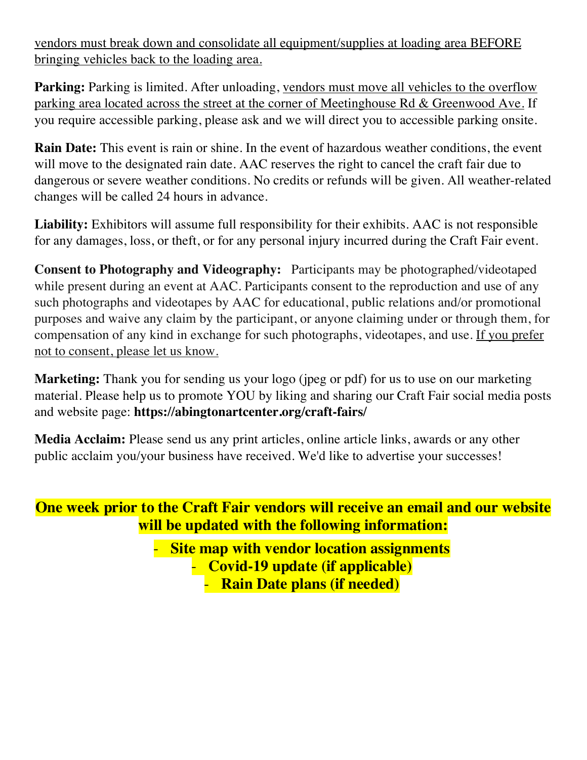vendors must break down and consolidate all equipment/supplies at loading area BEFORE bringing vehicles back to the loading area.

**Parking:** Parking is limited. After unloading, vendors must move all vehicles to the overflow parking area located across the street at the corner of Meetinghouse Rd & Greenwood Ave. If you require accessible parking, please ask and we will direct you to accessible parking onsite.

**Rain Date:** This event is rain or shine. In the event of hazardous weather conditions, the event will move to the designated rain date. AAC reserves the right to cancel the craft fair due to dangerous or severe weather conditions. No credits or refunds will be given. All weather-related changes will be called 24 hours in advance.

**Liability:** Exhibitors will assume full responsibility for their exhibits. AAC is not responsible for any damages, loss, or theft, or for any personal injury incurred during the Craft Fair event.

**Consent to Photography and Videography:** Participants may be photographed/videotaped while present during an event at AAC. Participants consent to the reproduction and use of any such photographs and videotapes by AAC for educational, public relations and/or promotional purposes and waive any claim by the participant, or anyone claiming under or through them, for compensation of any kind in exchange for such photographs, videotapes, and use. If you prefer not to consent, please let us know.

**Marketing:** Thank you for sending us your logo (jpeg or pdf) for us to use on our marketing material. Please help us to promote YOU by liking and sharing our Craft Fair social media posts and website page: **https://abingtonartcenter.org/craft-fairs/**

**Media Acclaim:** Please send us any print articles, online article links, awards or any other public acclaim you/your business have received. We'd like to advertise your successes!

**One week prior to the Craft Fair vendors will receive an email and our website will be updated with the following information:**

- **Site map with vendor location assignments**
- **Covid-19 update (if applicable)**
- **Rain Date plans (if needed)**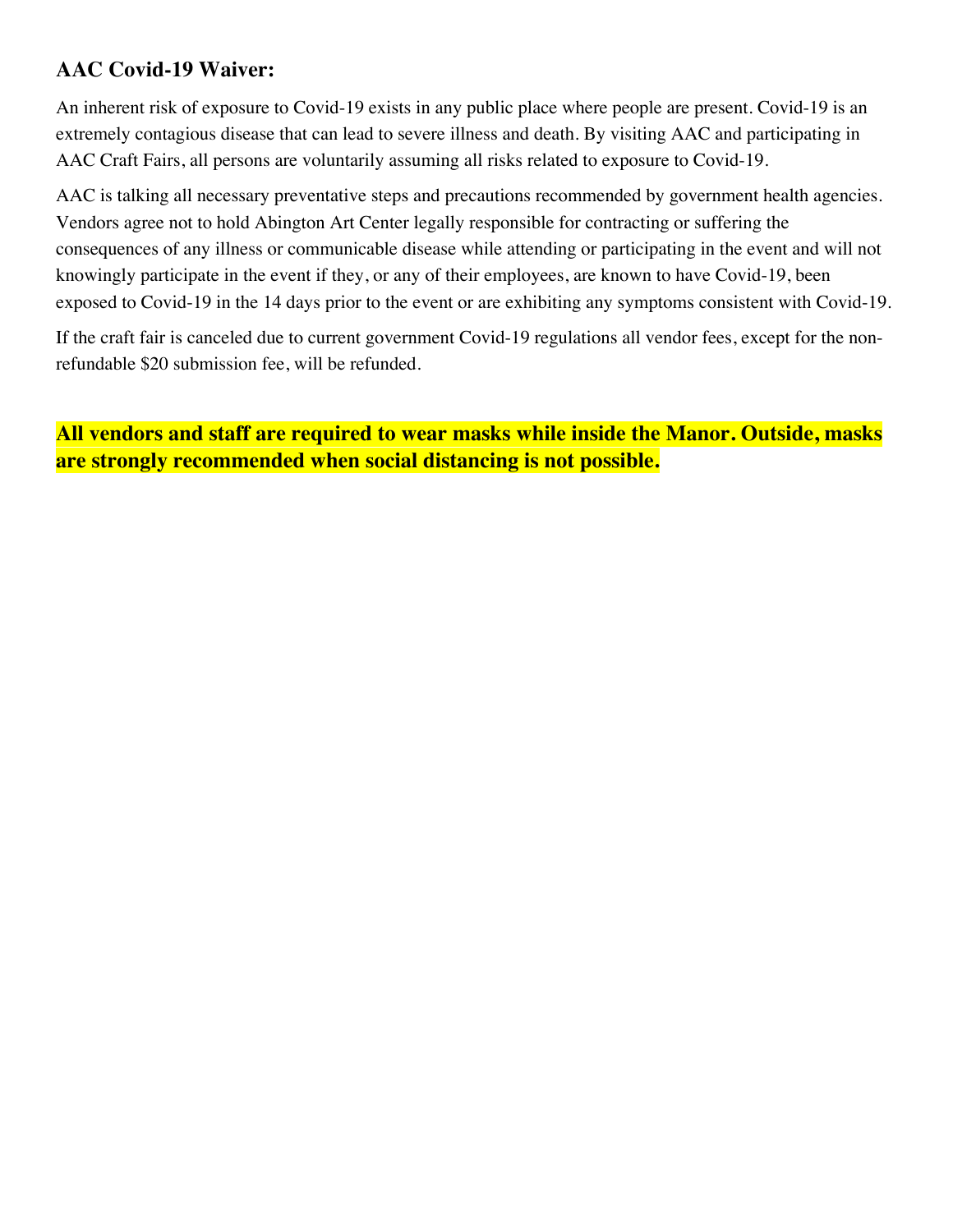## AAC Covid-19 Waiver:

An inherent risk of exposure to Covid-19 exists in any public place where people are present. Covid-19 is an extremely contagious disease that can lead to severe illness and death. By visiting AAC and participating in AAC Craft Fairs, all persons are voluntarily assuming all risks related to exposure to Covid-19.

AAC is talking all necessary preventative steps and precautions recommended by government health agencies. Vendors agree not to hold Abington Art Center legally responsible for contracting or suffering the consequences of any illness or communicable disease while attending or participating in the event and will not knowingly participate in the event if they, or any of their employees, are known to have Covid-19, been exposed to Covid-19 in the 14 days prior to the event or are exhibiting any symptoms consistent with Covid-19.

If the craft fair is canceled due to current government Covid-19 regulations all vendor fees, except for the non-refundable $20 submission fee, will be refunded.

**All vendors and staff are required to wear masks while inside the Manor. Outside, masks are strongly recommended when social distancing is not possible.**